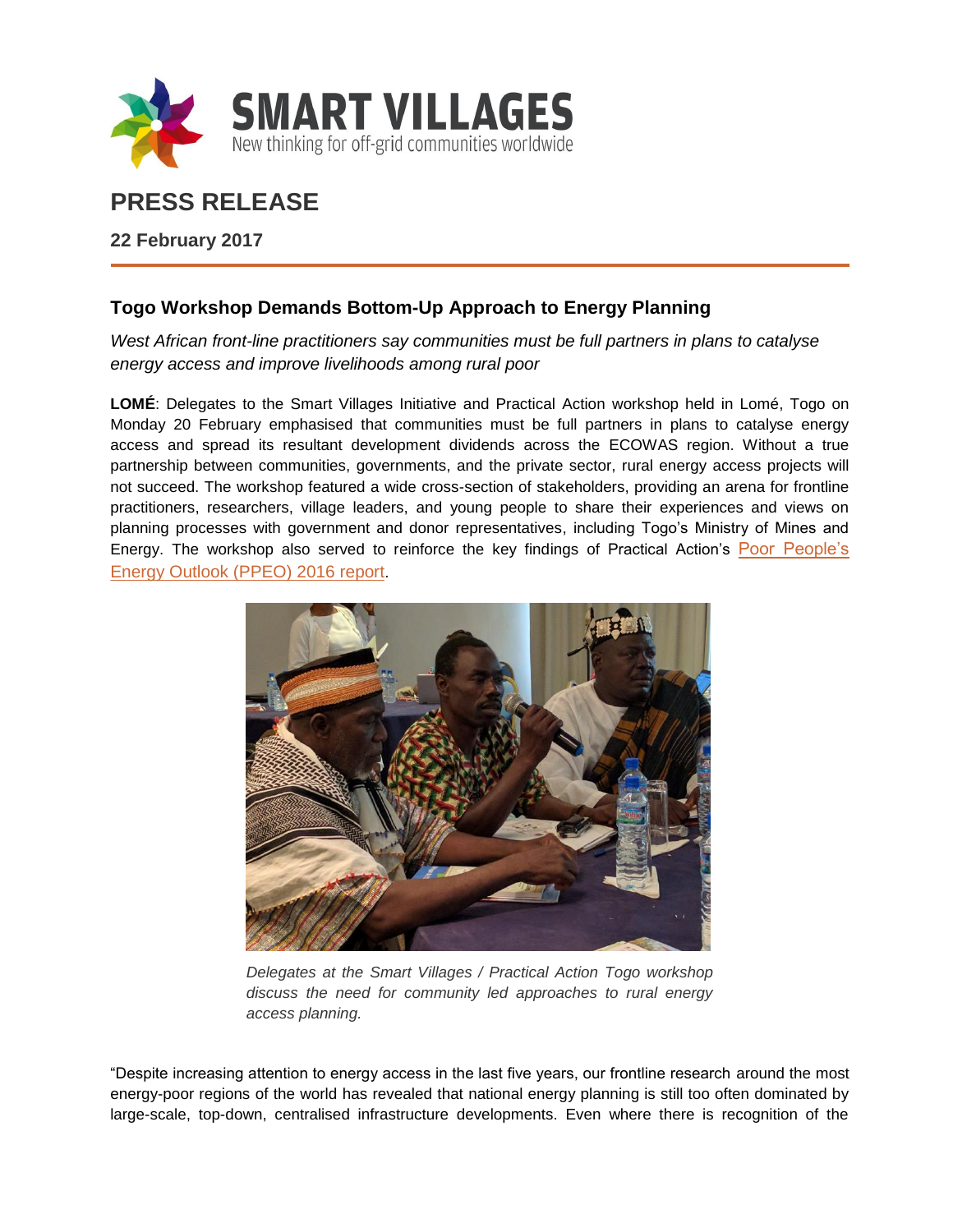SMART VILLAGES

New thinking for off-grid communities worldwide

# PRESS RELEASE

**22 February 2017**

## Togo Workshop Demands Bottom-Up Approach to Energy Planning

*West African front-line practitioners say communities must be full partners in plans to catalyse energy access and improve livelihoods among rural poor*

**LOMÉ**: Delegates to the Smart Villages Initiative and Practical Action workshop held in Lomé, Togo on Monday 20 February emphasised that communities must be full partners in plans to catalyse energy access and spread its resultant development dividends across the ECOWAS region. Without a true partnership between communities, governments, and the private sector, rural energy access projects will not succeed. The workshop featured a wide cross-section of stakeholders, providing an arena for frontline practitioners, researchers, village leaders, and young people to share their experiences and views on planning processes with government and donor representatives, including Togo's Ministry of Mines and Energy. The workshop also served to reinforce the key findings of Practical Action's Poor People's Energy Outlook (PPEO) 2016 report.

*Delegates at the Smart Villages / Practical Action Togo workshop discuss the need for community led approaches to rural energy access planning.*

"Despite increasing attention to energy access in the last five years, our frontline research around the most energy-poor regions of the world has revealed that national energy planning is still too often dominated by large-scale, top-down, centralised infrastructure developments. Even where there is recognition of the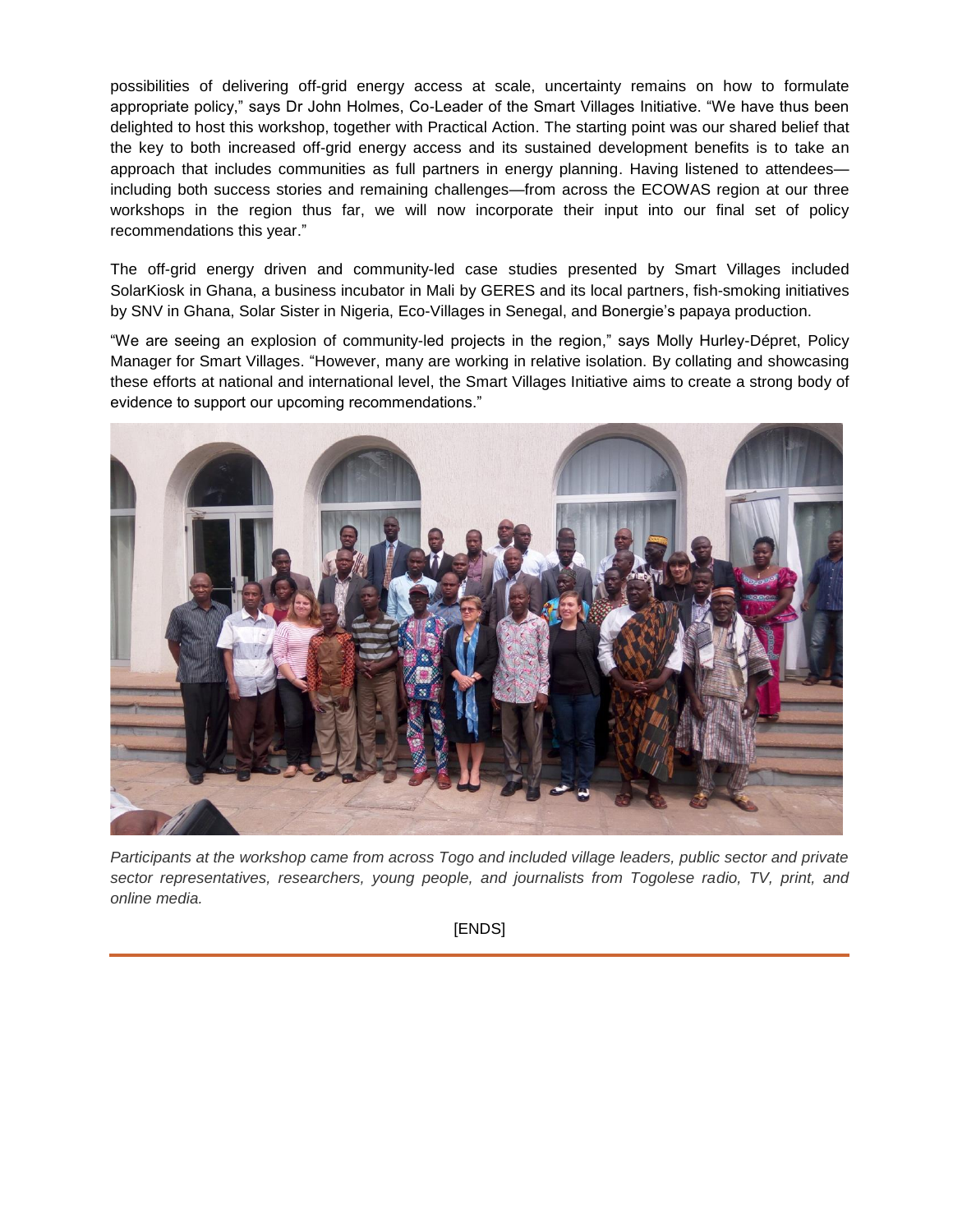possibilities of delivering off-grid energy access at scale, uncertainty remains on how to formulate appropriate policy," says Dr John Holmes, Co-Leader of the Smart Villages Initiative. "We have thus been delighted to host this workshop, together with Practical Action. The starting point was our shared belief that the key to both increased off-grid energy access and its sustained development benefits is to take an approach that includes communities as full partners in energy planning. Having listened to attendees—including both success stories and remaining challenges—from across the ECOWAS region at our three workshops in the region thus far, we will now incorporate their input into our final set of policy recommendations this year."

The off-grid energy driven and community-led case studies presented by Smart Villages included SolarKiosk in Ghana, a business incubator in Mali by GERES and its local partners, fish-smoking initiatives by SNV in Ghana, Solar Sister in Nigeria, Eco-Villages in Senegal, and Bonergie's papaya production.

"We are seeing an explosion of community-led projects in the region," says Molly Hurley-Dépret, Policy Manager for Smart Villages. "However, many are working in relative isolation. By collating and showcasing these efforts at national and international level, the Smart Villages Initiative aims to create a strong body of evidence to support our upcoming recommendations."

*Participants at the workshop came from across Togo and included village leaders, public sector and private sector representatives, researchers, young people, and journalists from Togolese radio, TV, print, and online media.*

[ENDS]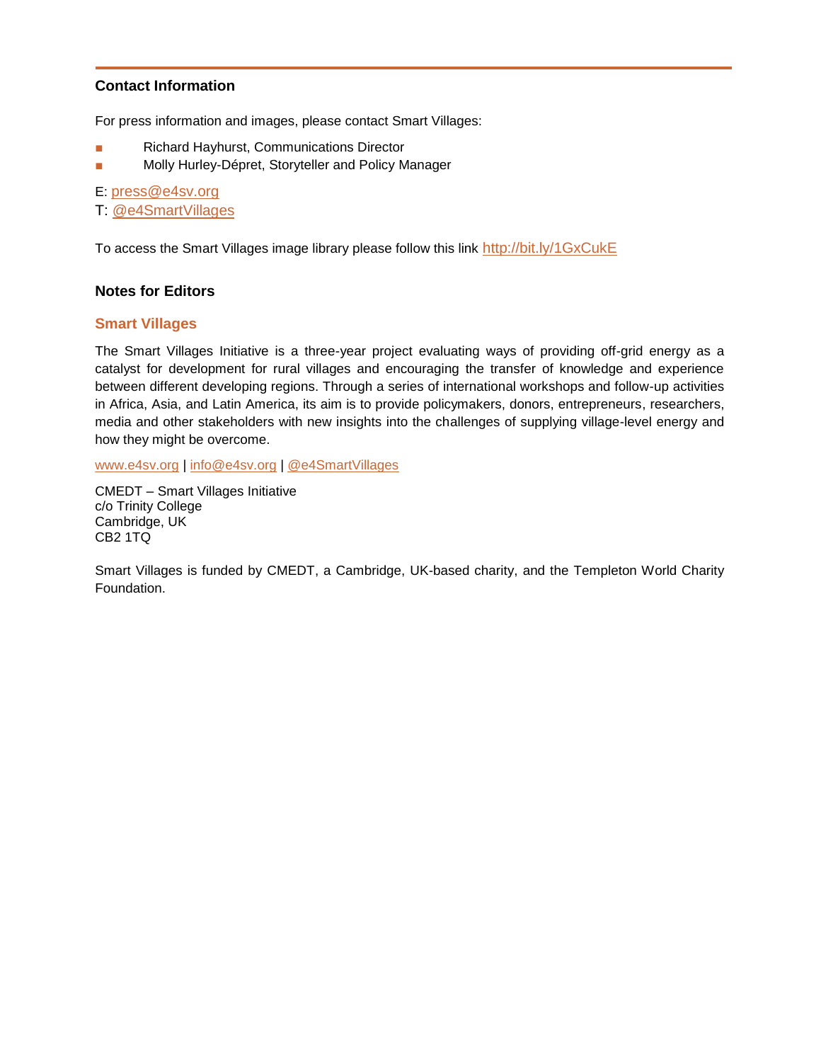## Contact Information

For press information and images, please contact Smart Villages:

- Richard Hayhurst, Communications Director
- Molly Hurley-Dépret, Storyteller and Policy Manager

E: press@e4sv.org
T: @e4SmartVillages

To access the Smart Villages image library please follow this link http://bit.ly/1GxCukE

## Notes for Editors

### Smart Villages

The Smart Villages Initiative is a three-year project evaluating ways of providing off-grid energy as a catalyst for development for rural villages and encouraging the transfer of knowledge and experience between different developing regions. Through a series of international workshops and follow-up activities in Africa, Asia, and Latin America, its aim is to provide policymakers, donors, entrepreneurs, researchers, media and other stakeholders with new insights into the challenges of supplying village-level energy and how they might be overcome.

www.e4sv.org | info@e4sv.org | @e4SmartVillages

CMEDT – Smart Villages Initiative
c/o Trinity College
Cambridge, UK
CB2 1TQ

Smart Villages is funded by CMEDT, a Cambridge, UK-based charity, and the Templeton World Charity Foundation.